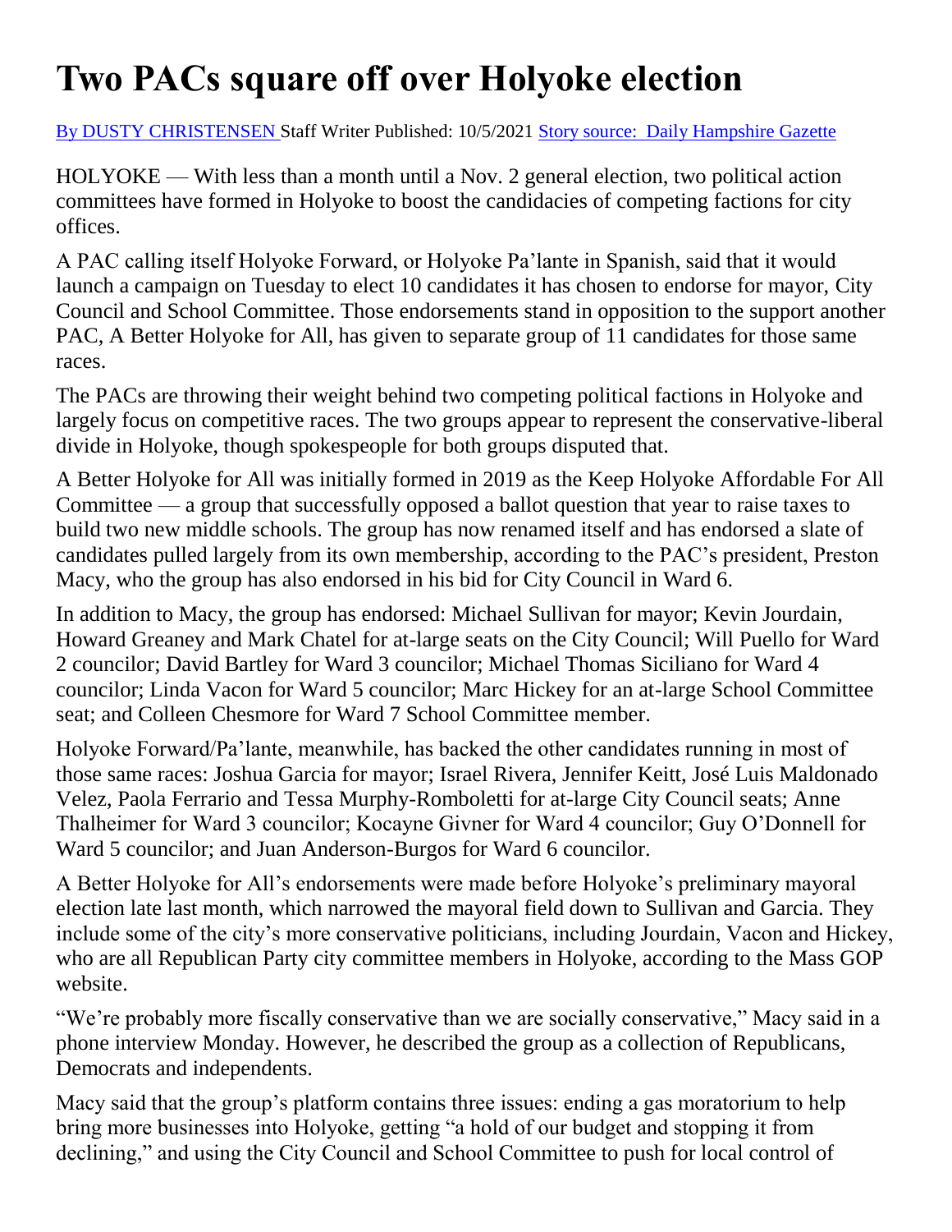# Two PACs square off over Holyoke election

[By DUSTY CHRISTENSEN](#) Staff Writer Published: 10/5/2021 [Story source: Daily Hampshire Gazette](#)

HOLYOKE — With less than a month until a Nov. 2 general election, two political action committees have formed in Holyoke to boost the candidacies of competing factions for city offices.

A PAC calling itself Holyoke Forward, or Holyoke Pa'lante in Spanish, said that it would launch a campaign on Tuesday to elect 10 candidates it has chosen to endorse for mayor, City Council and School Committee. Those endorsements stand in opposition to the support another PAC, A Better Holyoke for All, has given to separate group of 11 candidates for those same races.

The PACs are throwing their weight behind two competing political factions in Holyoke and largely focus on competitive races. The two groups appear to represent the conservative-liberal divide in Holyoke, though spokespeople for both groups disputed that.

A Better Holyoke for All was initially formed in 2019 as the Keep Holyoke Affordable For All Committee — a group that successfully opposed a ballot question that year to raise taxes to build two new middle schools. The group has now renamed itself and has endorsed a slate of candidates pulled largely from its own membership, according to the PAC's president, Preston Macy, who the group has also endorsed in his bid for City Council in Ward 6.

In addition to Macy, the group has endorsed: Michael Sullivan for mayor; Kevin Jourdain, Howard Greaney and Mark Chatel for at-large seats on the City Council; Will Puello for Ward 2 councilor; David Bartley for Ward 3 councilor; Michael Thomas Siciliano for Ward 4 councilor; Linda Vacon for Ward 5 councilor; Marc Hickey for an at-large School Committee seat; and Colleen Chesmore for Ward 7 School Committee member.

Holyoke Forward/Pa'lante, meanwhile, has backed the other candidates running in most of those same races: Joshua Garcia for mayor; Israel Rivera, Jennifer Keitt, José Luis Maldonado Velez, Paola Ferrario and Tessa Murphy-Romboletti for at-large City Council seats; Anne Thalheimer for Ward 3 councilor; Kocayne Givner for Ward 4 councilor; Guy O'Donnell for Ward 5 councilor; and Juan Anderson-Burgos for Ward 6 councilor.

A Better Holyoke for All's endorsements were made before Holyoke's preliminary mayoral election late last month, which narrowed the mayoral field down to Sullivan and Garcia. They include some of the city's more conservative politicians, including Jourdain, Vacon and Hickey, who are all Republican Party city committee members in Holyoke, according to the Mass GOP website.

"We're probably more fiscally conservative than we are socially conservative," Macy said in a phone interview Monday. However, he described the group as a collection of Republicans, Democrats and independents.

Macy said that the group's platform contains three issues: ending a gas moratorium to help bring more businesses into Holyoke, getting "a hold of our budget and stopping it from declining," and using the City Council and School Committee to push for local control of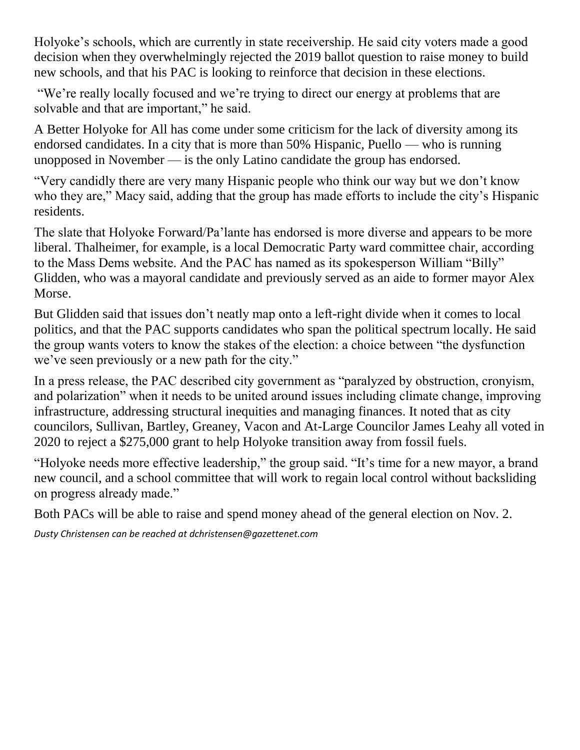Holyoke's schools, which are currently in state receivership. He said city voters made a good decision when they overwhelmingly rejected the 2019 ballot question to raise money to build new schools, and that his PAC is looking to reinforce that decision in these elections.

"We're really locally focused and we're trying to direct our energy at problems that are solvable and that are important," he said.

A Better Holyoke for All has come under some criticism for the lack of diversity among its endorsed candidates. In a city that is more than 50% Hispanic, Puello — who is running unopposed in November — is the only Latino candidate the group has endorsed.

"Very candidly there are very many Hispanic people who think our way but we don't know who they are," Macy said, adding that the group has made efforts to include the city's Hispanic residents.

The slate that Holyoke Forward/Pa'lante has endorsed is more diverse and appears to be more liberal. Thalheimer, for example, is a local Democratic Party ward committee chair, according to the Mass Dems website. And the PAC has named as its spokesperson William "Billy" Glidden, who was a mayoral candidate and previously served as an aide to former mayor Alex Morse.

But Glidden said that issues don't neatly map onto a left-right divide when it comes to local politics, and that the PAC supports candidates who span the political spectrum locally. He said the group wants voters to know the stakes of the election: a choice between "the dysfunction we've seen previously or a new path for the city."

In a press release, the PAC described city government as "paralyzed by obstruction, cronyism, and polarization" when it needs to be united around issues including climate change, improving infrastructure, addressing structural inequities and managing finances. It noted that as city councilors, Sullivan, Bartley, Greaney, Vacon and At-Large Councilor James Leahy all voted in 2020 to reject a $275,000 grant to help Holyoke transition away from fossil fuels.

"Holyoke needs more effective leadership," the group said. "It's time for a new mayor, a brand new council, and a school committee that will work to regain local control without backsliding on progress already made."

Both PACs will be able to raise and spend money ahead of the general election on Nov. 2.

*Dusty Christensen can be reached at dchristensen@gazettenet.com*